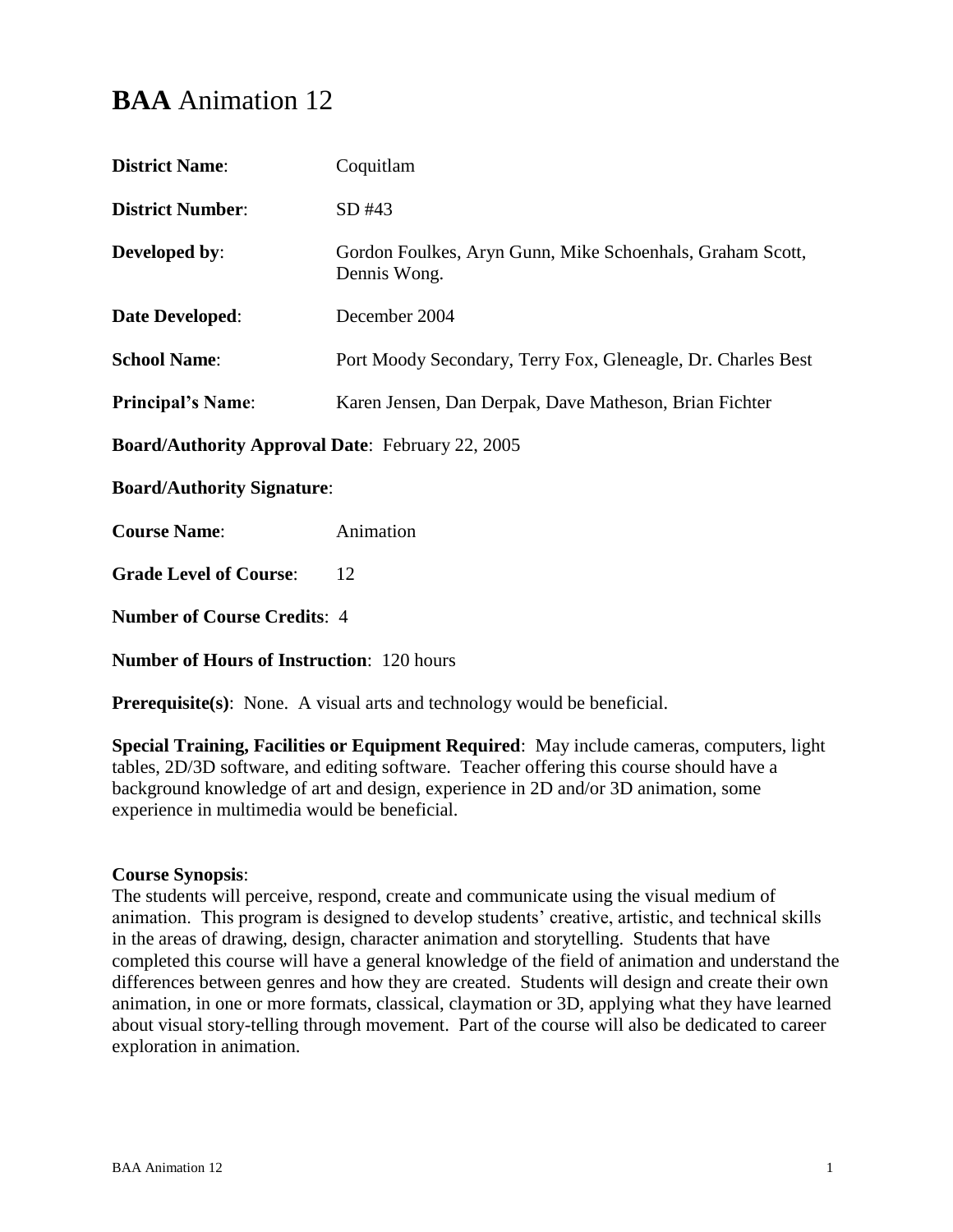# **BAA** Animation 12

**District Name**: Coquitlam

**District Number**: SD #43

**Developed by**: Gordon Foulkes, Aryn Gunn, Mike Schoenhals, Graham Scott, Dennis Wong.

**Date Developed**: December 2004

**School Name**: Port Moody Secondary, Terry Fox, Gleneagle, Dr. Charles Best

**Principal's Name**: Karen Jensen, Dan Derpak, Dave Matheson, Brian Fichter

**Board/Authority Approval Date**: February 22, 2005

**Board/Authority Signature**:

**Course Name**: Animation

**Grade Level of Course**: 12

**Number of Course Credits**: 4

**Number of Hours of Instruction**: 120 hours

**Prerequisite(s)**: None. A visual arts and technology would be beneficial.

**Special Training, Facilities or Equipment Required**: May include cameras, computers, light tables, 2D/3D software, and editing software. Teacher offering this course should have a background knowledge of art and design, experience in 2D and/or 3D animation, some experience in multimedia would be beneficial.

**Course Synopsis**:
The students will perceive, respond, create and communicate using the visual medium of animation. This program is designed to develop students' creative, artistic, and technical skills in the areas of drawing, design, character animation and storytelling. Students that have completed this course will have a general knowledge of the field of animation and understand the differences between genres and how they are created. Students will design and create their own animation, in one or more formats, classical, claymation or 3D, applying what they have learned about visual story-telling through movement. Part of the course will also be dedicated to career exploration in animation.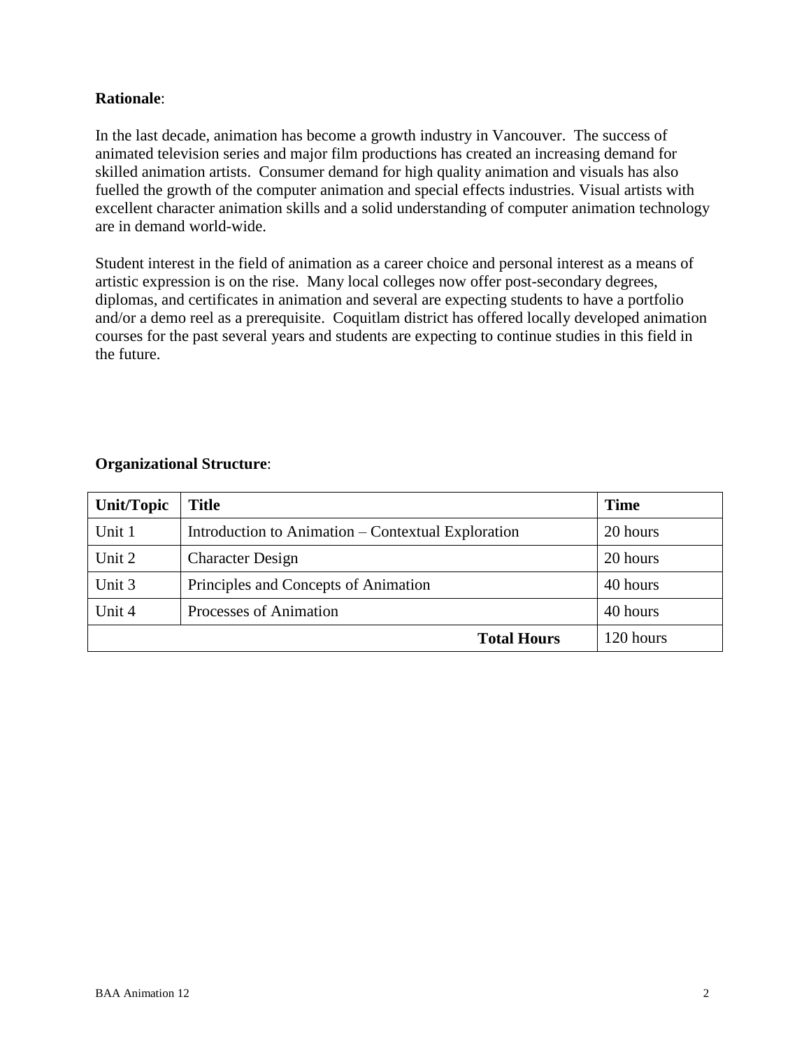**Rationale**:

In the last decade, animation has become a growth industry in Vancouver. The success of animated television series and major film productions has created an increasing demand for skilled animation artists. Consumer demand for high quality animation and visuals has also fuelled the growth of the computer animation and special effects industries. Visual artists with excellent character animation skills and a solid understanding of computer animation technology are in demand world-wide.

Student interest in the field of animation as a career choice and personal interest as a means of artistic expression is on the rise. Many local colleges now offer post-secondary degrees, diplomas, and certificates in animation and several are expecting students to have a portfolio and/or a demo reel as a prerequisite. Coquitlam district has offered locally developed animation courses for the past several years and students are expecting to continue studies in this field in the future.

**Organizational Structure**:

| Unit/Topic | Title | Time |
|---|---|---|
| Unit 1 | Introduction to Animation – Contextual Exploration | 20 hours |
| Unit 2 | Character Design | 20 hours |
| Unit 3 | Principles and Concepts of Animation | 40 hours |
| Unit 4 | Processes of Animation | 40 hours |
| | **Total Hours** | 120 hours |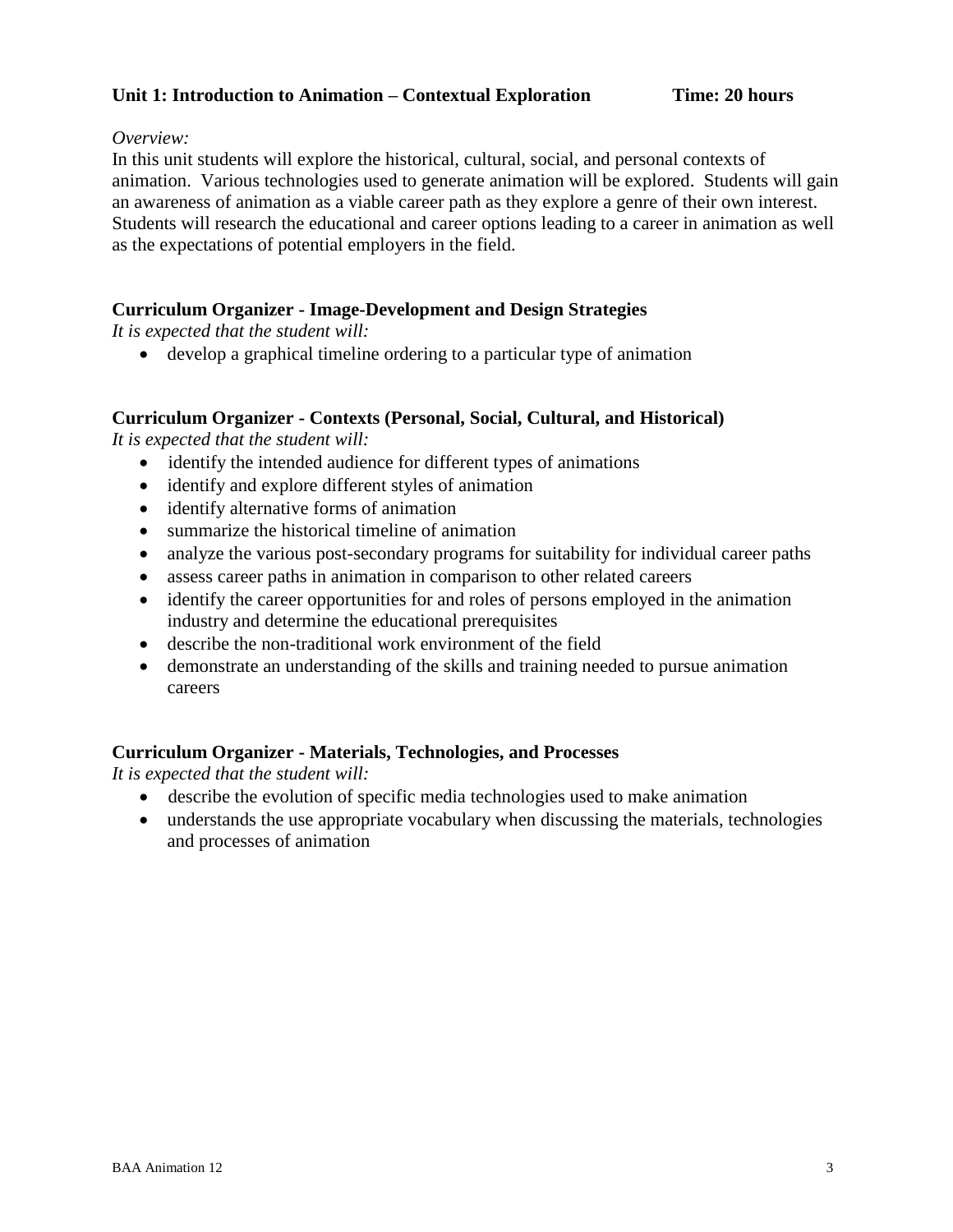## Unit 1: Introduction to Animation – Contextual Exploration    Time: 20 hours

*Overview:*

In this unit students will explore the historical, cultural, social, and personal contexts of animation. Various technologies used to generate animation will be explored. Students will gain an awareness of animation as a viable career path as they explore a genre of their own interest. Students will research the educational and career options leading to a career in animation as well as the expectations of potential employers in the field.

### Curriculum Organizer - Image-Development and Design Strategies

*It is expected that the student will:*

- develop a graphical timeline ordering to a particular type of animation

### Curriculum Organizer - Contexts (Personal, Social, Cultural, and Historical)

*It is expected that the student will:*

- identify the intended audience for different types of animations
- identify and explore different styles of animation
- identify alternative forms of animation
- summarize the historical timeline of animation
- analyze the various post-secondary programs for suitability for individual career paths
- assess career paths in animation in comparison to other related careers
- identify the career opportunities for and roles of persons employed in the animation industry and determine the educational prerequisites
- describe the non-traditional work environment of the field
- demonstrate an understanding of the skills and training needed to pursue animation careers

### Curriculum Organizer - Materials, Technologies, and Processes

*It is expected that the student will:*

- describe the evolution of specific media technologies used to make animation
- understands the use appropriate vocabulary when discussing the materials, technologies and processes of animation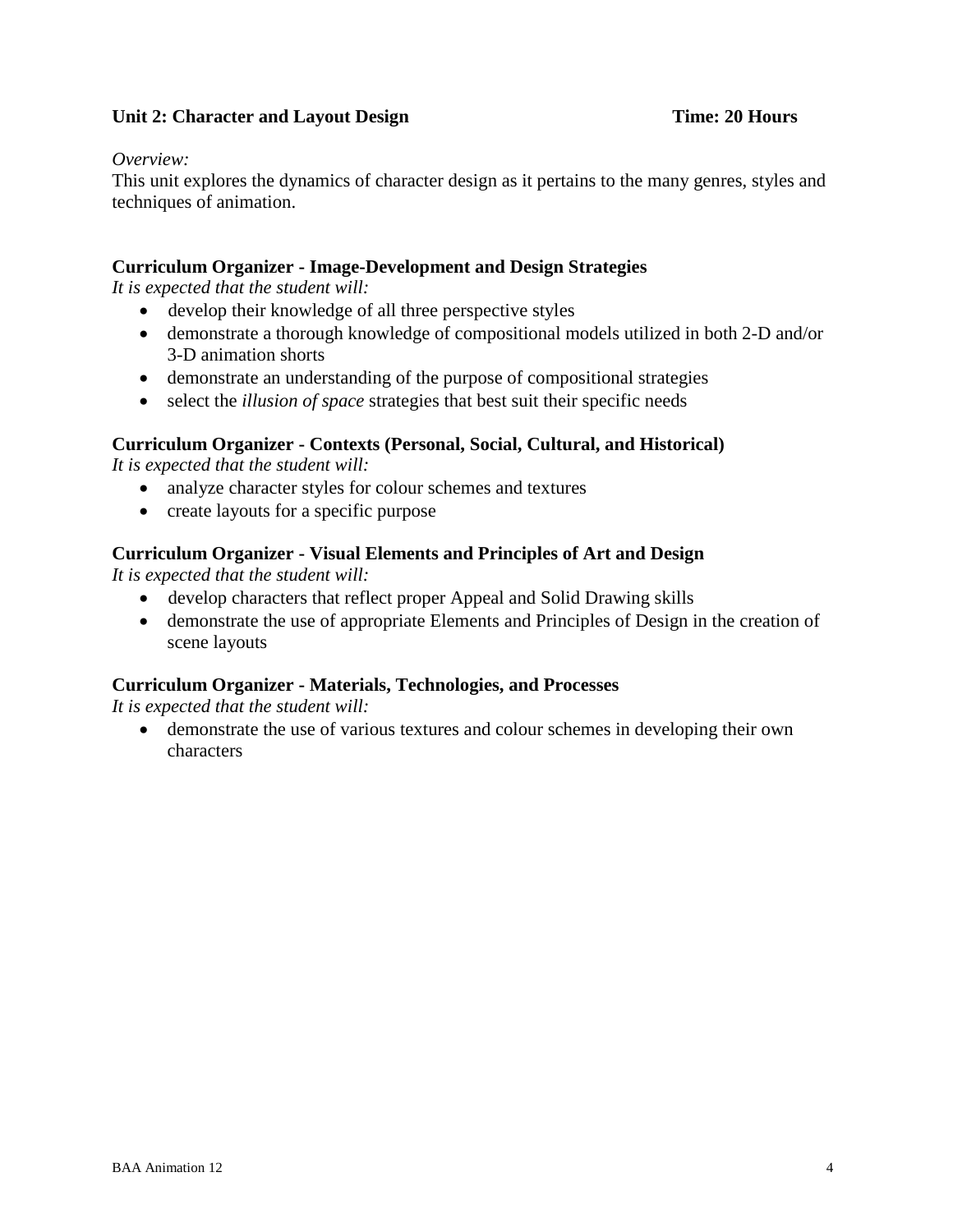**Unit 2: Character and Layout Design** **Time: 20 Hours**

*Overview:*
This unit explores the dynamics of character design as it pertains to the many genres, styles and techniques of animation.

**Curriculum Organizer - Image-Development and Design Strategies**
*It is expected that the student will:*

- develop their knowledge of all three perspective styles
- demonstrate a thorough knowledge of compositional models utilized in both 2-D and/or 3-D animation shorts
- demonstrate an understanding of the purpose of compositional strategies
- select the *illusion of space* strategies that best suit their specific needs

**Curriculum Organizer - Contexts (Personal, Social, Cultural, and Historical)**
*It is expected that the student will:*

- analyze character styles for colour schemes and textures
- create layouts for a specific purpose

**Curriculum Organizer - Visual Elements and Principles of Art and Design**
*It is expected that the student will:*

- develop characters that reflect proper Appeal and Solid Drawing skills
- demonstrate the use of appropriate Elements and Principles of Design in the creation of scene layouts

**Curriculum Organizer - Materials, Technologies, and Processes**
*It is expected that the student will:*

- demonstrate the use of various textures and colour schemes in developing their own characters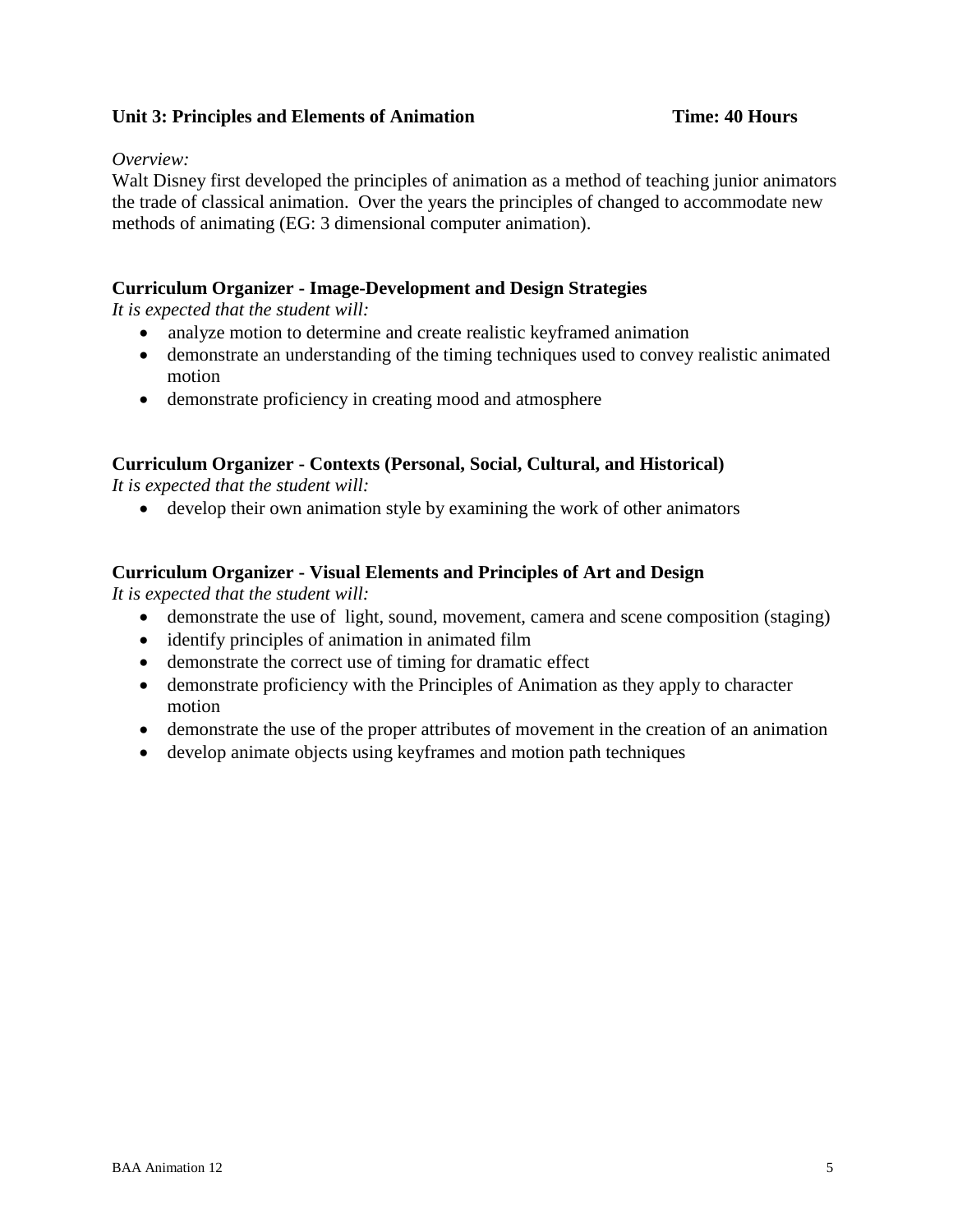**Unit 3: Principles and Elements of Animation** **Time: 40 Hours**

*Overview:*

Walt Disney first developed the principles of animation as a method of teaching junior animators the trade of classical animation. Over the years the principles of changed to accommodate new methods of animating (EG: 3 dimensional computer animation).

### Curriculum Organizer - Image-Development and Design Strategies

*It is expected that the student will:*

- analyze motion to determine and create realistic keyframed animation
- demonstrate an understanding of the timing techniques used to convey realistic animated motion
- demonstrate proficiency in creating mood and atmosphere

### Curriculum Organizer - Contexts (Personal, Social, Cultural, and Historical)

*It is expected that the student will:*

- develop their own animation style by examining the work of other animators

### Curriculum Organizer - Visual Elements and Principles of Art and Design

*It is expected that the student will:*

- demonstrate the use of light, sound, movement, camera and scene composition (staging)
- identify principles of animation in animated film
- demonstrate the correct use of timing for dramatic effect
- demonstrate proficiency with the Principles of Animation as they apply to character motion
- demonstrate the use of the proper attributes of movement in the creation of an animation
- develop animate objects using keyframes and motion path techniques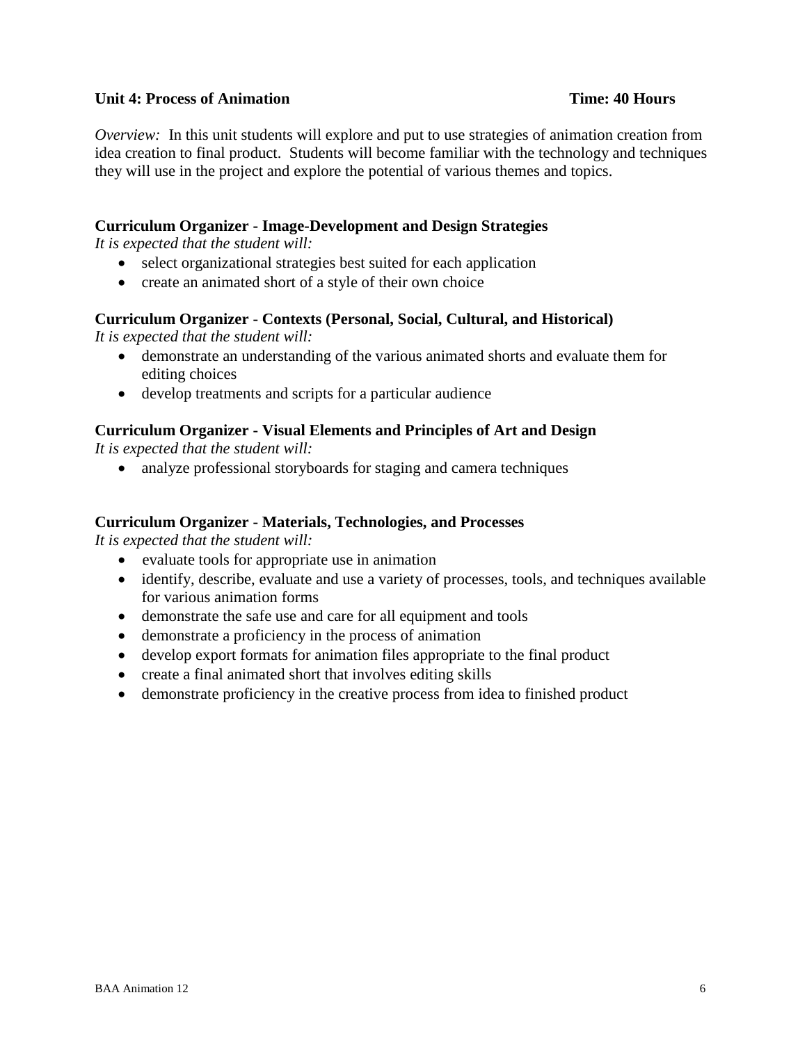**Unit 4: Process of Animation** **Time: 40 Hours**

*Overview:* In this unit students will explore and put to use strategies of animation creation from idea creation to final product. Students will become familiar with the technology and techniques they will use in the project and explore the potential of various themes and topics.

**Curriculum Organizer - Image-Development and Design Strategies**

*It is expected that the student will:*

- select organizational strategies best suited for each application
- create an animated short of a style of their own choice

**Curriculum Organizer - Contexts (Personal, Social, Cultural, and Historical)**

*It is expected that the student will:*

- demonstrate an understanding of the various animated shorts and evaluate them for editing choices
- develop treatments and scripts for a particular audience

**Curriculum Organizer - Visual Elements and Principles of Art and Design**

*It is expected that the student will:*

- analyze professional storyboards for staging and camera techniques

**Curriculum Organizer - Materials, Technologies, and Processes**

*It is expected that the student will:*

- evaluate tools for appropriate use in animation
- identify, describe, evaluate and use a variety of processes, tools, and techniques available for various animation forms
- demonstrate the safe use and care for all equipment and tools
- demonstrate a proficiency in the process of animation
- develop export formats for animation files appropriate to the final product
- create a final animated short that involves editing skills
- demonstrate proficiency in the creative process from idea to finished product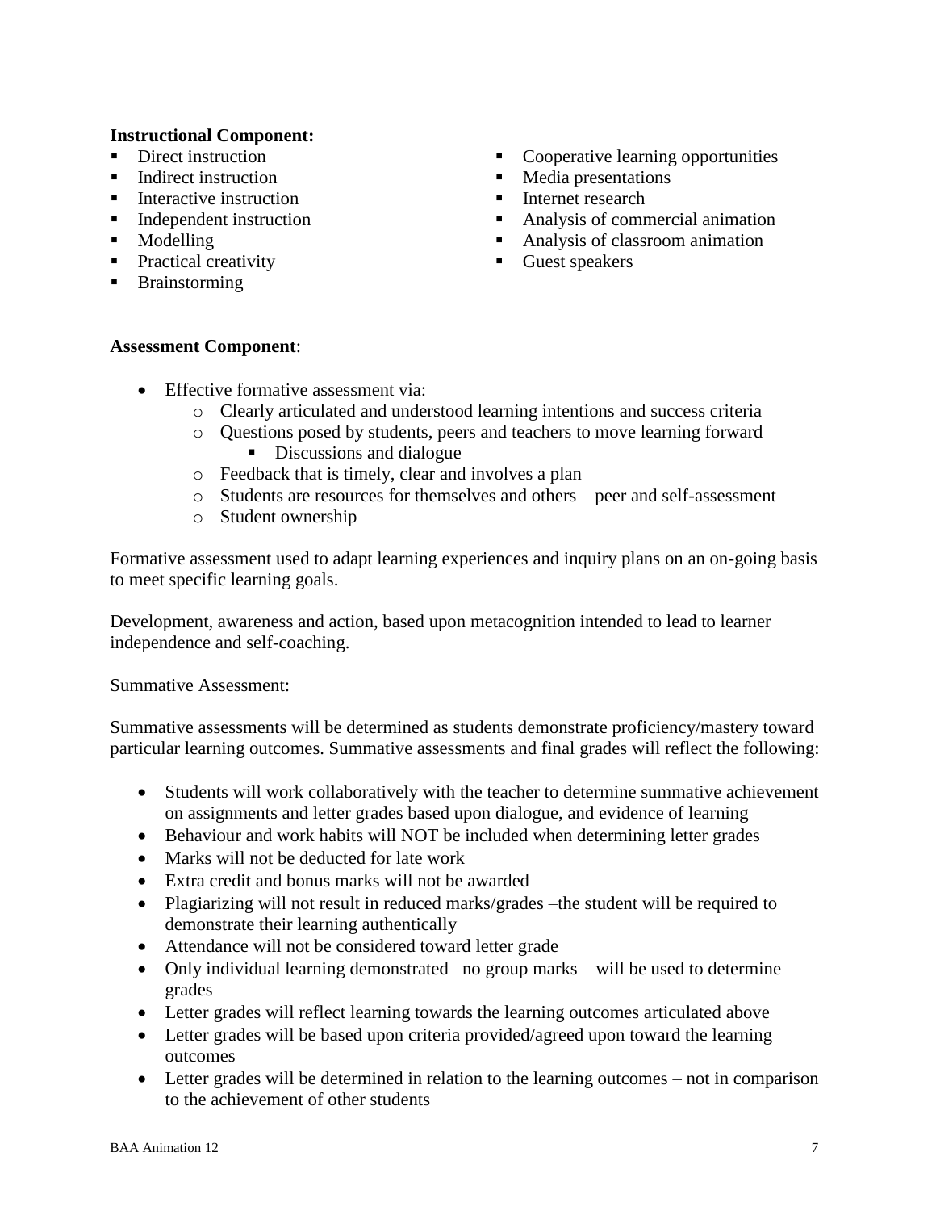**Instructional Component:**

- Direct instruction
- Indirect instruction
- Interactive instruction
- Independent instruction
- Modelling
- Practical creativity
- Brainstorming
- Cooperative learning opportunities
- Media presentations
- Internet research
- Analysis of commercial animation
- Analysis of classroom animation
- Guest speakers

**Assessment Component**:

- Effective formative assessment via:
  - Clearly articulated and understood learning intentions and success criteria
  - Questions posed by students, peers and teachers to move learning forward
    - Discussions and dialogue
  - Feedback that is timely, clear and involves a plan
  - Students are resources for themselves and others – peer and self-assessment
  - Student ownership

Formative assessment used to adapt learning experiences and inquiry plans on an on-going basis to meet specific learning goals.

Development, awareness and action, based upon metacognition intended to lead to learner independence and self-coaching.

Summative Assessment:

Summative assessments will be determined as students demonstrate proficiency/mastery toward particular learning outcomes. Summative assessments and final grades will reflect the following:

- Students will work collaboratively with the teacher to determine summative achievement on assignments and letter grades based upon dialogue, and evidence of learning
- Behaviour and work habits will NOT be included when determining letter grades
- Marks will not be deducted for late work
- Extra credit and bonus marks will not be awarded
- Plagiarizing will not result in reduced marks/grades –the student will be required to demonstrate their learning authentically
- Attendance will not be considered toward letter grade
- Only individual learning demonstrated –no group marks – will be used to determine grades
- Letter grades will reflect learning towards the learning outcomes articulated above
- Letter grades will be based upon criteria provided/agreed upon toward the learning outcomes
- Letter grades will be determined in relation to the learning outcomes – not in comparison to the achievement of other students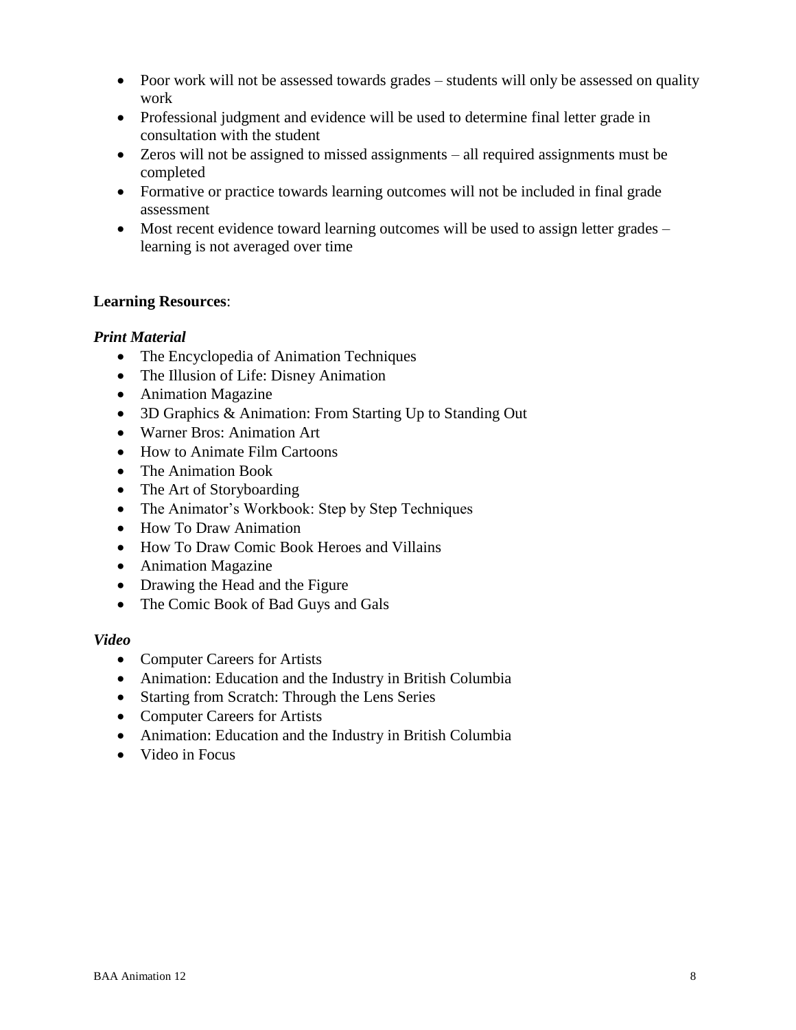- Poor work will not be assessed towards grades – students will only be assessed on quality work
- Professional judgment and evidence will be used to determine final letter grade in consultation with the student
- Zeros will not be assigned to missed assignments – all required assignments must be completed
- Formative or practice towards learning outcomes will not be included in final grade assessment
- Most recent evidence toward learning outcomes will be used to assign letter grades – learning is not averaged over time

**Learning Resources**:

***Print Material***

- The Encyclopedia of Animation Techniques
- The Illusion of Life: Disney Animation
- Animation Magazine
- 3D Graphics & Animation: From Starting Up to Standing Out
- Warner Bros: Animation Art
- How to Animate Film Cartoons
- The Animation Book
- The Art of Storyboarding
- The Animator's Workbook: Step by Step Techniques
- How To Draw Animation
- How To Draw Comic Book Heroes and Villains
- Animation Magazine
- Drawing the Head and the Figure
- The Comic Book of Bad Guys and Gals

***Video***

- Computer Careers for Artists
- Animation: Education and the Industry in British Columbia
- Starting from Scratch: Through the Lens Series
- Computer Careers for Artists
- Animation: Education and the Industry in British Columbia
- Video in Focus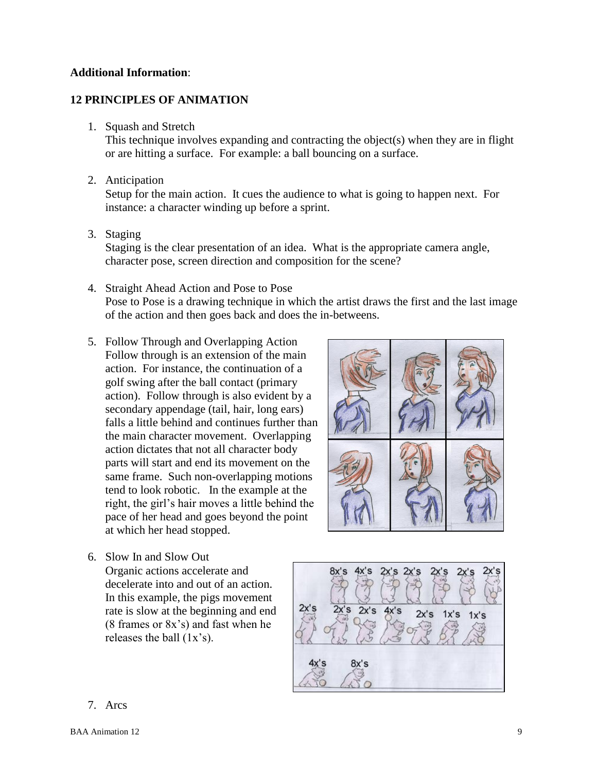**Additional Information**:

**12 PRINCIPLES OF ANIMATION**

1. Squash and Stretch
   This technique involves expanding and contracting the object(s) when they are in flight or are hitting a surface. For example: a ball bouncing on a surface.

2. Anticipation
   Setup for the main action. It cues the audience to what is going to happen next. For instance: a character winding up before a sprint.

3. Staging
   Staging is the clear presentation of an idea. What is the appropriate camera angle, character pose, screen direction and composition for the scene?

4. Straight Ahead Action and Pose to Pose
   Pose to Pose is a drawing technique in which the artist draws the first and the last image of the action and then goes back and does the in-betweens.

5. Follow Through and Overlapping Action
   Follow through is an extension of the main action. For instance, the continuation of a golf swing after the ball contact (primary action). Follow through is also evident by a secondary appendage (tail, hair, long ears) falls a little behind and continues further than the main character movement. Overlapping action dictates that not all character body parts will start and end its movement on the same frame. Such non-overlapping motions tend to look robotic. In the example at the right, the girl's hair moves a little behind the pace of her head and goes beyond the point at which her head stopped.

6. Slow In and Slow Out
   Organic actions accelerate and decelerate into and out of an action. In this example, the pigs movement rate is slow at the beginning and end (8 frames or 8x's) and fast when he releases the ball (1x's).

7. Arcs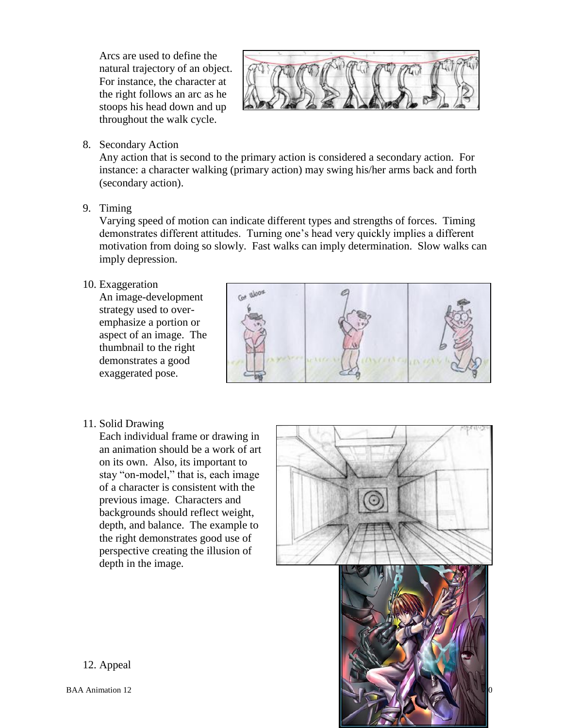Arcs are used to define the natural trajectory of an object. For instance, the character at the right follows an arc as he stoops his head down and up throughout the walk cycle.

8. Secondary Action
   Any action that is second to the primary action is considered a secondary action. For instance: a character walking (primary action) may swing his/her arms back and forth (secondary action).

9. Timing
   Varying speed of motion can indicate different types and strengths of forces. Timing demonstrates different attitudes. Turning one's head very quickly implies a different motivation from doing so slowly. Fast walks can imply determination. Slow walks can imply depression.

10. Exaggeration
    An image-development strategy used to over-emphasize a portion or aspect of an image. The thumbnail to the right demonstrates a good exaggerated pose.

11. Solid Drawing
    Each individual frame or drawing in an animation should be a work of art on its own. Also, its important to stay "on-model," that is, each image of a character is consistent with the previous image. Characters and backgrounds should reflect weight, depth, and balance. The example to the right demonstrates good use of perspective creating the illusion of depth in the image.

12. Appeal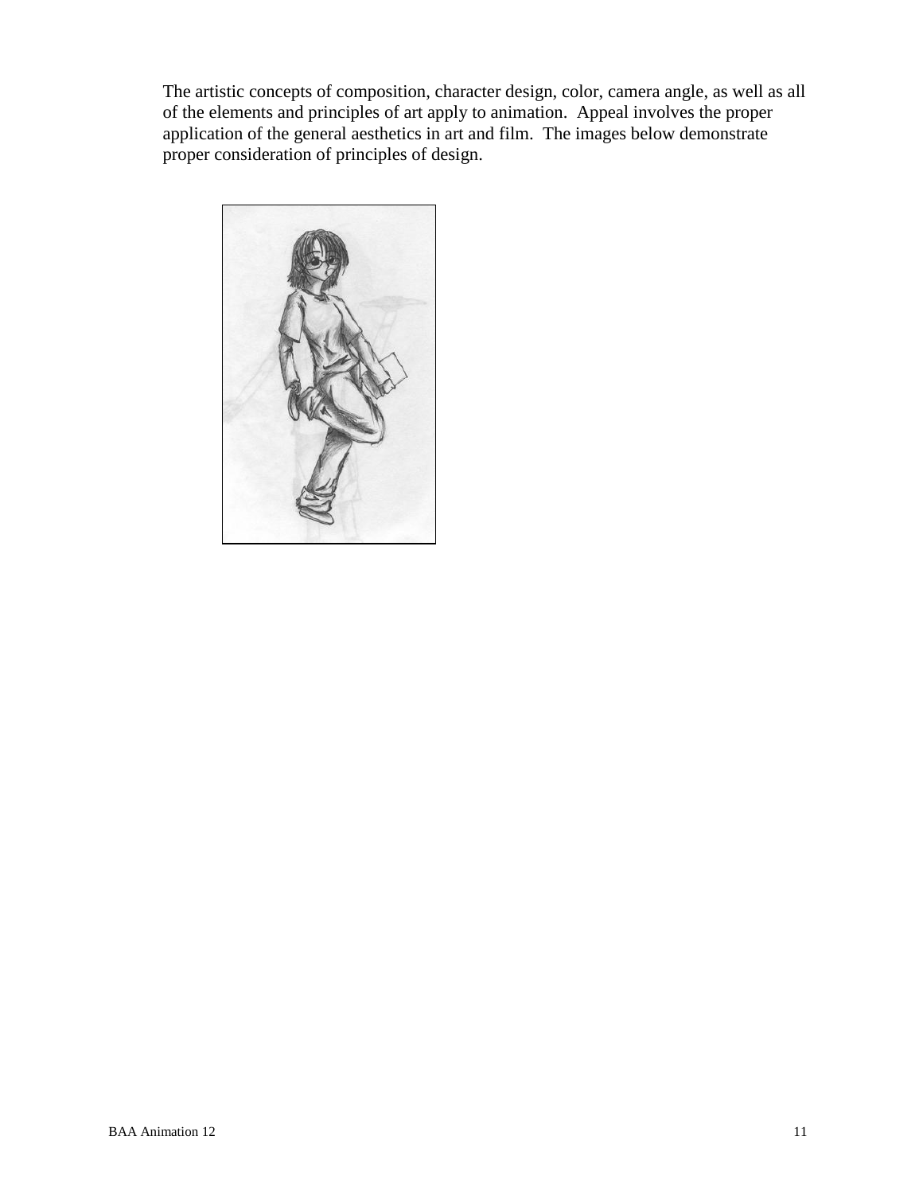The artistic concepts of composition, character design, color, camera angle, as well as all of the elements and principles of art apply to animation. Appeal involves the proper application of the general aesthetics in art and film. The images below demonstrate proper consideration of principles of design.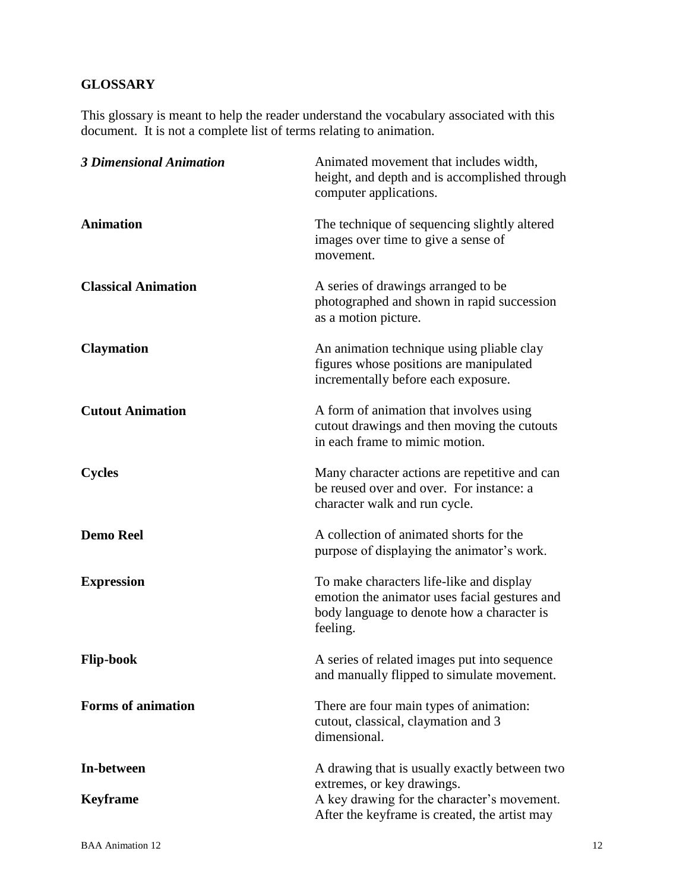## GLOSSARY

This glossary is meant to help the reader understand the vocabulary associated with this document. It is not a complete list of terms relating to animation.

| Term | Definition |
| --- | --- |
| ***3 Dimensional Animation*** | Animated movement that includes width, height, and depth and is accomplished through computer applications. |
| **Animation** | The technique of sequencing slightly altered images over time to give a sense of movement. |
| **Classical Animation** | A series of drawings arranged to be photographed and shown in rapid succession as a motion picture. |
| **Claymation** | An animation technique using pliable clay figures whose positions are manipulated incrementally before each exposure. |
| **Cutout Animation** | A form of animation that involves using cutout drawings and then moving the cutouts in each frame to mimic motion. |
| **Cycles** | Many character actions are repetitive and can be reused over and over. For instance: a character walk and run cycle. |
| **Demo Reel** | A collection of animated shorts for the purpose of displaying the animator's work. |
| **Expression** | To make characters life-like and display emotion the animator uses facial gestures and body language to denote how a character is feeling. |
| **Flip-book** | A series of related images put into sequence and manually flipped to simulate movement. |
| **Forms of animation** | There are four main types of animation: cutout, classical, claymation and 3 dimensional. |
| **In-between** | A drawing that is usually exactly between two extremes, or key drawings. |
| **Keyframe** | A key drawing for the character's movement. After the keyframe is created, the artist may |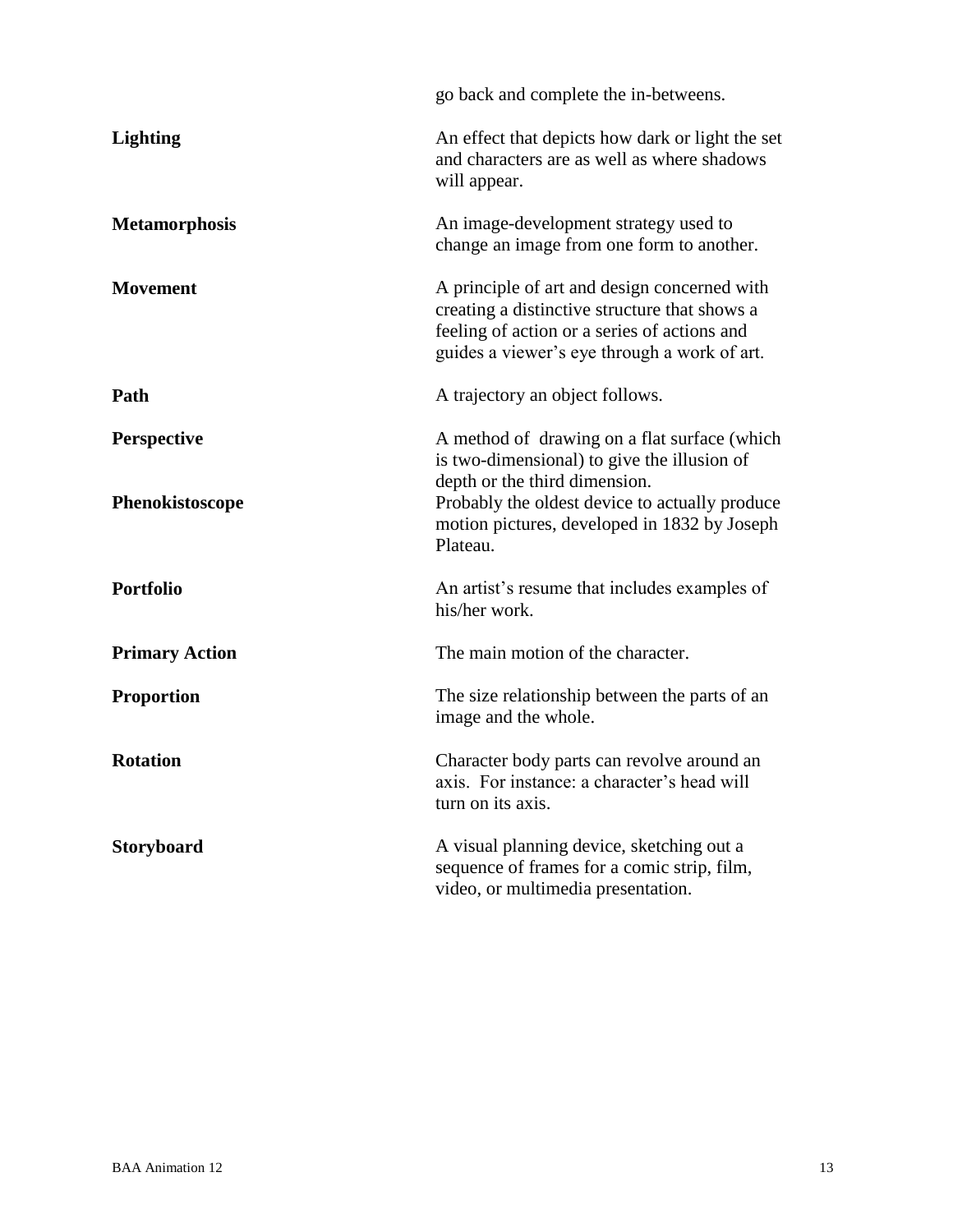go back and complete the in-betweens.

| | |
|---|---|
| **Lighting** | An effect that depicts how dark or light the set and characters are as well as where shadows will appear. |
| **Metamorphosis** | An image-development strategy used to change an image from one form to another. |
| **Movement** | A principle of art and design concerned with creating a distinctive structure that shows a feeling of action or a series of actions and guides a viewer's eye through a work of art. |
| **Path** | A trajectory an object follows. |
| **Perspective** | A method of drawing on a flat surface (which is two-dimensional) to give the illusion of depth or the third dimension. |
| **Phenokistoscope** | Probably the oldest device to actually produce motion pictures, developed in 1832 by Joseph Plateau. |
| **Portfolio** | An artist's resume that includes examples of his/her work. |
| **Primary Action** | The main motion of the character. |
| **Proportion** | The size relationship between the parts of an image and the whole. |
| **Rotation** | Character body parts can revolve around an axis. For instance: a character's head will turn on its axis. |
| **Storyboard** | A visual planning device, sketching out a sequence of frames for a comic strip, film, video, or multimedia presentation. |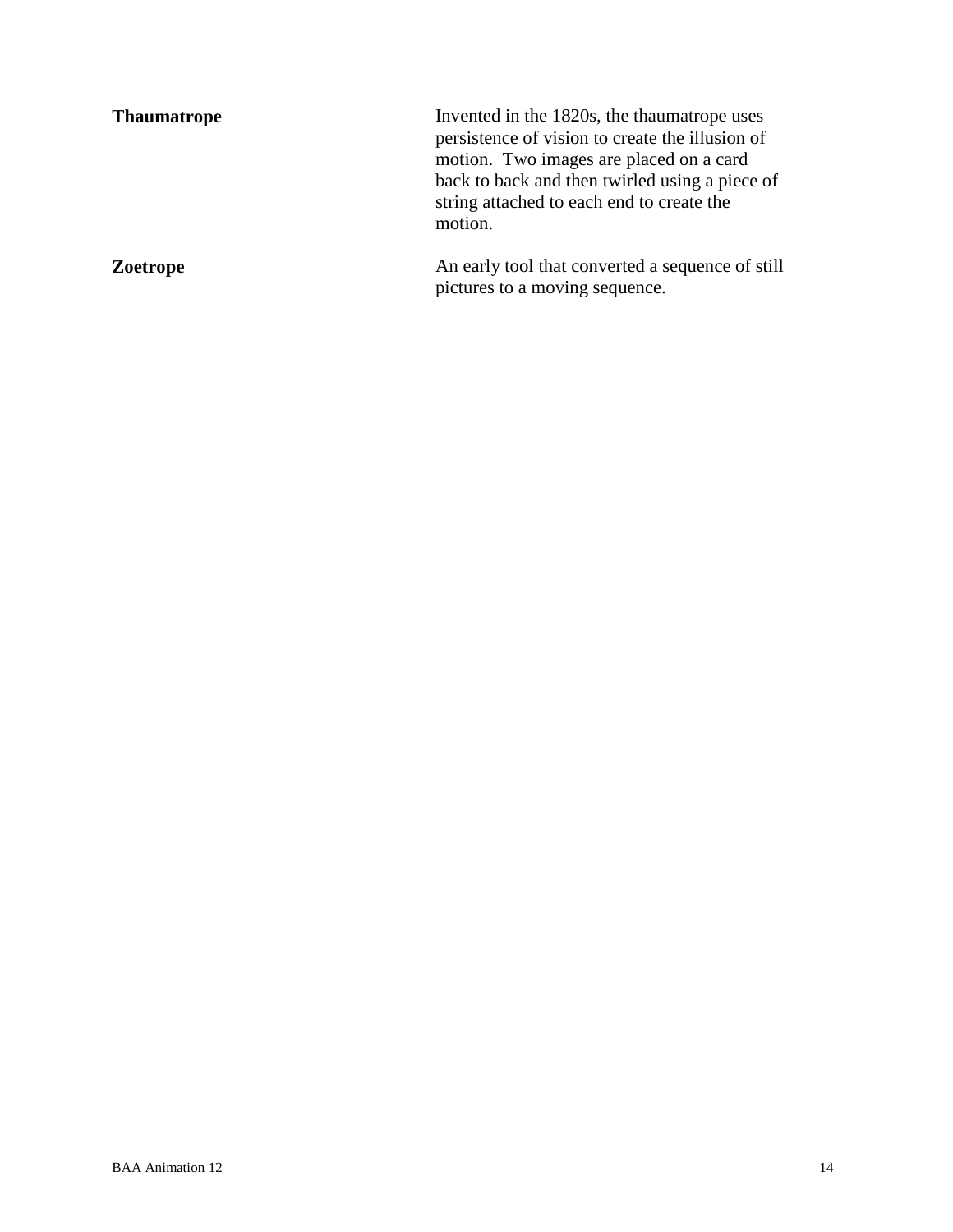| | |
|---|---|
| **Thaumatrope** | Invented in the 1820s, the thaumatrope uses persistence of vision to create the illusion of motion. Two images are placed on a card back to back and then twirled using a piece of string attached to each end to create the motion. |
| **Zoetrope** | An early tool that converted a sequence of still pictures to a moving sequence. |